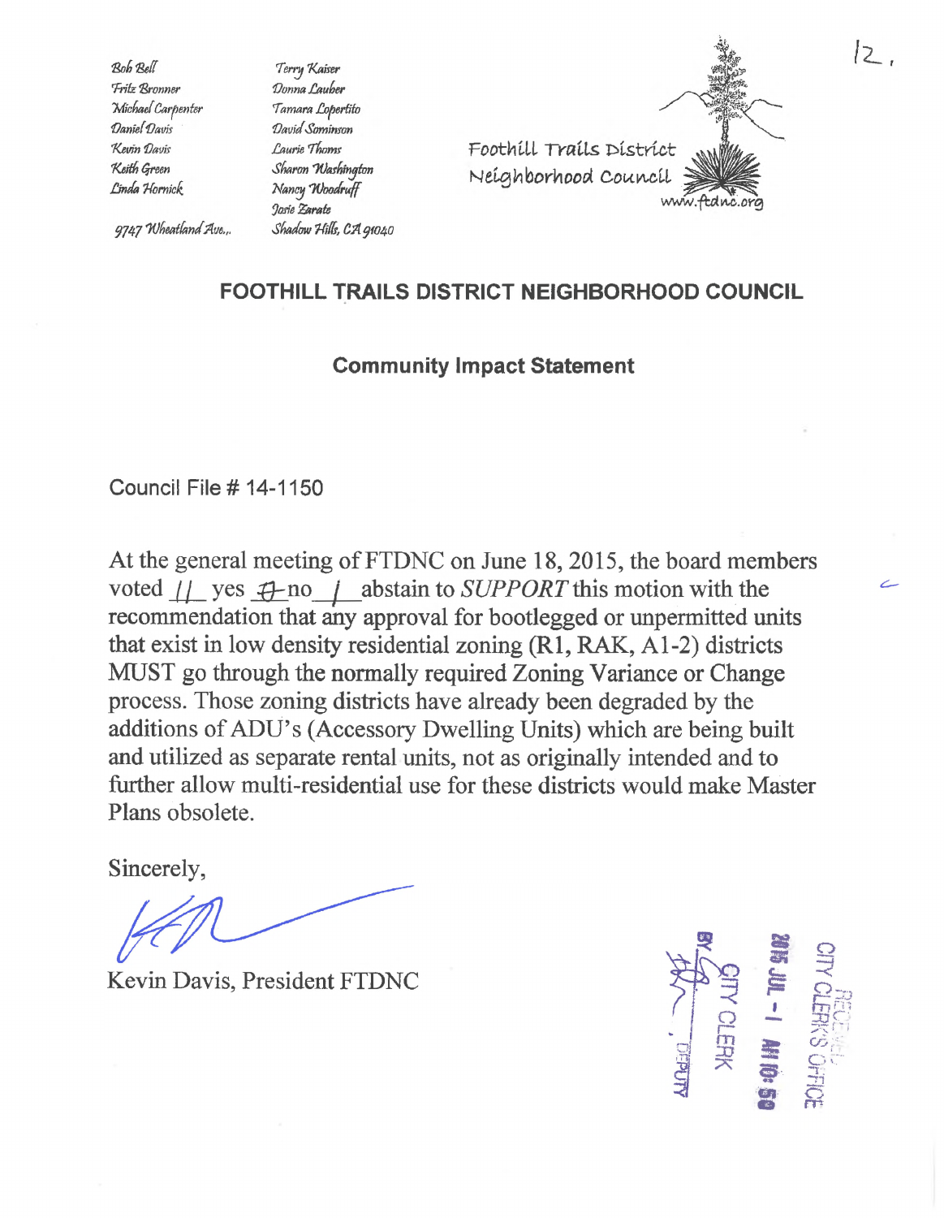Bob Bell
Fritz Bronner
Michael Carpenter
Daniel Davis
Kevin Davis
Keith Green
Linda Hornick

9747 Wheatland Ave.,

Terry Kaiser
Donna Lauber
Tamara Lopertito
David Sominson
Laurie Thoms
Sharon Washington
Nancy Woodruff
Josie Zarate

Shadow Hills, CA 91040

Foothill Trails District
Neighborhood Council
www.ftdnc.org

12.

## FOOTHILL TRAILS DISTRICT NEIGHBORHOOD COUNCIL

### Community Impact Statement

Council File # 14-1150

At the general meeting of FTDNC on June 18, 2015, the board members voted 11 yes 0 no 1 abstain to *SUPPORT* this motion with the recommendation that any approval for bootlegged or unpermitted units that exist in low density residential zoning (R1, RAK, A1-2) districts MUST go through the normally required Zoning Variance or Change process. Those zoning districts have already been degraded by the additions of ADU's (Accessory Dwelling Units) which are being built and utilized as separate rental units, not as originally intended and to further allow multi-residential use for these districts would make Master Plans obsolete.

Sincerely,

Kevin Davis, President FTDNC

RECEIVED
CITY CLERK'S OFFICE
2015 JUL -1 AM 10:50
CITY CLERK
BY ________ DEPUTY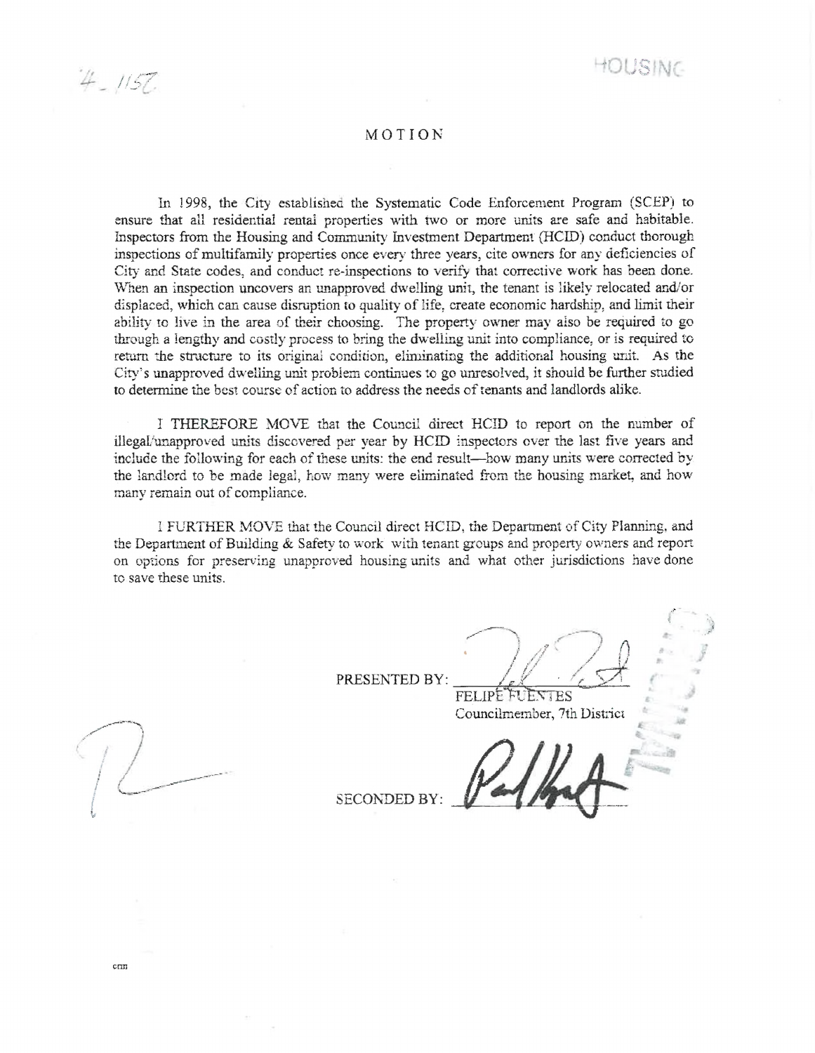4_1152

HOUSING

# MOTION

In 1998, the City established the Systematic Code Enforcement Program (SCEP) to ensure that all residential rental properties with two or more units are safe and habitable. Inspectors from the Housing and Community Investment Department (HCID) conduct thorough inspections of multifamily properties once every three years, cite owners for any deficiencies of City and State codes, and conduct re-inspections to verify that corrective work has been done. When an inspection uncovers an unapproved dwelling unit, the tenant is likely relocated and/or displaced, which can cause disruption to quality of life, create economic hardship, and limit their ability to live in the area of their choosing. The property owner may also be required to go through a lengthy and costly process to bring the dwelling unit into compliance, or is required to return the structure to its original condition, eliminating the additional housing unit. As the City's unapproved dwelling unit problem continues to go unresolved, it should be further studied to determine the best course of action to address the needs of tenants and landlords alike.

I THEREFORE MOVE that the Council direct HCID to report on the number of illegal/unapproved units discovered per year by HCID inspectors over the last five years and include the following for each of these units: the end result—how many units were corrected by the landlord to be made legal, how many were eliminated from the housing market, and how many remain out of compliance.

I FURTHER MOVE that the Council direct HCID, the Department of City Planning, and the Department of Building & Safety to work with tenant groups and property owners and report on options for preserving unapproved housing units and what other jurisdictions have done to save these units.

PRESENTED BY: ______________________
FELIPE FUENTES
Councilmember, 7th District

SECONDED BY: ______________________

crn